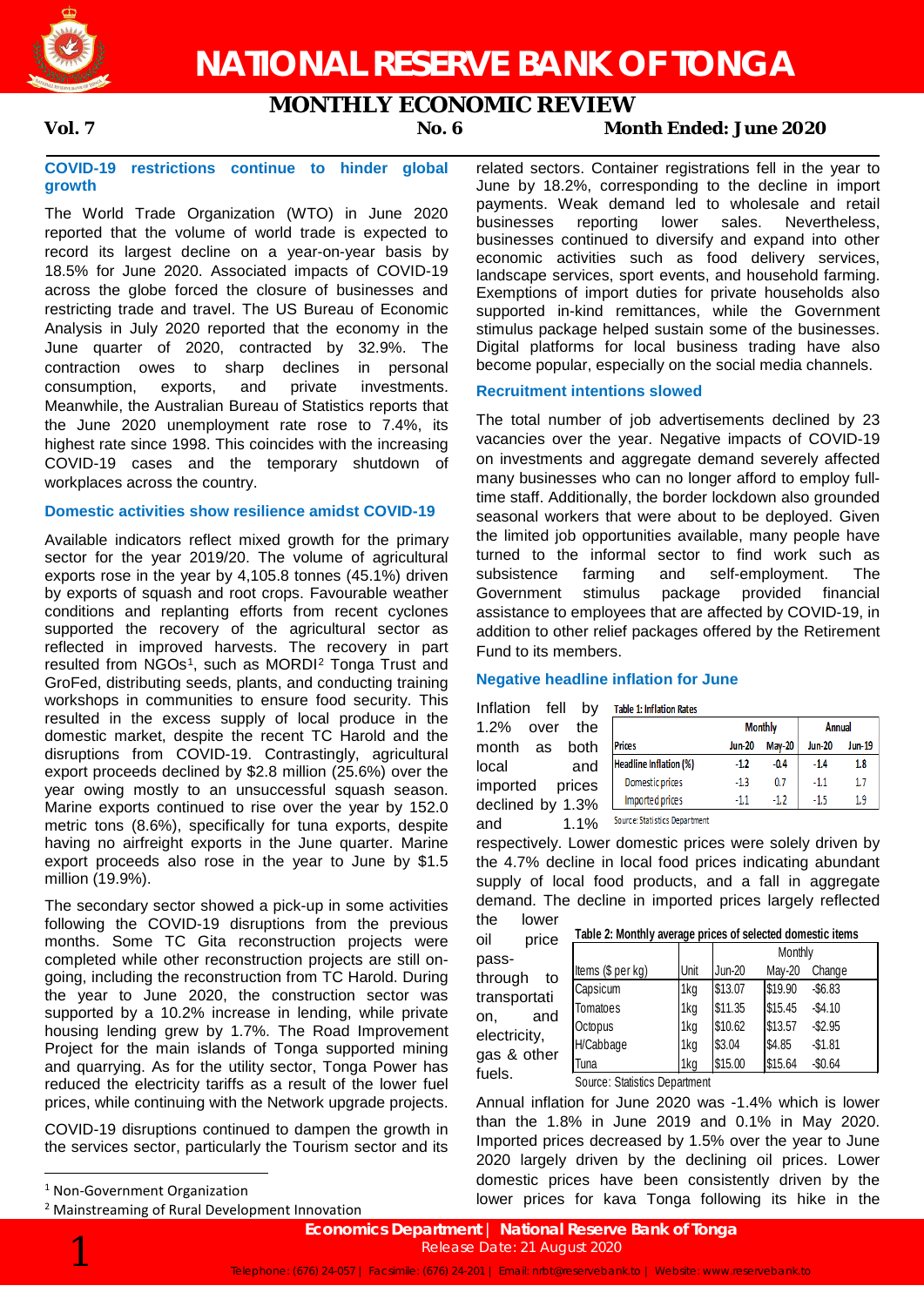# NATIONAL RESERVE BANK OF TONGA

## MONTHLY ECONOMIC REVIEW

**Vol. 7** **No. 6** **Month Ended: June 2020**

### COVID-19 restrictions continue to hinder global growth

The World Trade Organization (WTO) in June 2020 reported that the volume of world trade is expected to record its largest decline on a year-on-year basis by 18.5% for June 2020. Associated impacts of COVID-19 across the globe forced the closure of businesses and restricting trade and travel. The US Bureau of Economic Analysis in July 2020 reported that the economy in the June quarter of 2020, contracted by 32.9%. The contraction owes to sharp declines in personal consumption, exports, and private investments. Meanwhile, the Australian Bureau of Statistics reports that the June 2020 unemployment rate rose to 7.4%, its highest rate since 1998. This coincides with the increasing COVID-19 cases and the temporary shutdown of workplaces across the country.

### Domestic activities show resilience amidst COVID-19

Available indicators reflect mixed growth for the primary sector for the year 2019/20. The volume of agricultural exports rose in the year by 4,105.8 tonnes (45.1%) driven by exports of squash and root crops. Favourable weather conditions and replanting efforts from recent cyclones supported the recovery of the agricultural sector as reflected in improved harvests. The recovery in part resulted from NGOs[1], such as MORDI[2] Tonga Trust and GroFed, distributing seeds, plants, and conducting training workshops in communities to ensure food security. This resulted in the excess supply of local produce in the domestic market, despite the recent TC Harold and the disruptions from COVID-19. Contrastingly, agricultural export proceeds declined by $2.8 million (25.6%) over the year owing mostly to an unsuccessful squash season. Marine exports continued to rise over the year by 152.0 metric tons (8.6%), specifically for tuna exports, despite having no airfreight exports in the June quarter. Marine export proceeds also rose in the year to June by $1.5 million (19.9%).

The secondary sector showed a pick-up in some activities following the COVID-19 disruptions from the previous months. Some TC Gita reconstruction projects were completed while other reconstruction projects are still on-going, including the reconstruction from TC Harold. During the year to June 2020, the construction sector was supported by a 10.2% increase in lending, while private housing lending grew by 1.7%. The Road Improvement Project for the main islands of Tonga supported mining and quarrying. As for the utility sector, Tonga Power has reduced the electricity tariffs as a result of the lower fuel prices, while continuing with the Network upgrade projects.

COVID-19 disruptions continued to dampen the growth in the services sector, particularly the Tourism sector and its related sectors. Container registrations fell in the year to June by 18.2%, corresponding to the decline in import payments. Weak demand led to wholesale and retail businesses reporting lower sales. Nevertheless, businesses continued to diversify and expand into other economic activities such as food delivery services, landscape services, sport events, and household farming. Exemptions of import duties for private households also supported in-kind remittances, while the Government stimulus package helped sustain some of the businesses. Digital platforms for local business trading have also become popular, especially on the social media channels.

### Recruitment intentions slowed

The total number of job advertisements declined by 23 vacancies over the year. Negative impacts of COVID-19 on investments and aggregate demand severely affected many businesses who can no longer afford to employ full-time staff. Additionally, the border lockdown also grounded seasonal workers that were about to be deployed. Given the limited job opportunities available, many people have turned to the informal sector to find work such as subsistence farming and self-employment. The Government stimulus package provided financial assistance to employees that are affected by COVID-19, in addition to other relief packages offered by the Retirement Fund to its members.

### Negative headline inflation for June

Inflation fell by 1.2% over the month as both local and imported prices declined by 1.3% and 1.1% respectively. Lower domestic prices were solely driven by the 4.7% decline in local food prices indicating abundant supply of local food products, and a fall in aggregate demand. The decline in imported prices largely reflected the lower oil price pass-through to transportation, electricity, gas & other fuels.

**Table 1: Inflation Rates**

| | Monthly | | Annual | |
|---|---|---|---|---|
| Prices | Jun-20 | May-20 | Jun-20 | Jun-19 |
| **Headline Inflation (%)** | **-1.2** | **-0.4** | **-1.4** | **1.8** |
| Domestic prices | -1.3 | 0.7 | -1.1 | 1.7 |
| Imported prices | -1.1 | -1.2 | -1.5 | 1.9 |

Source: Statistics Department

**Table 2: Monthly average prices of selected domestic items**

| | | Monthly | | |
|---|---|---|---|---|
| Items ($ per kg) | Unit | Jun-20 | May-20 | Change |
| Capsicum | 1kg | $13.07 | $19.90 | -$6.83 |
| Tomatoes | 1kg | $11.35 | $15.45 | -$4.10 |
| Octopus | 1kg | $10.62 | $13.57 | -$2.95 |
| H/Cabbage | 1kg | $3.04 | $4.85 | -$1.81 |
| Tuna | 1kg | $15.00 | $15.64 | -$0.64 |

Source: Statistics Department

Annual inflation for June 2020 was -1.4% which is lower than the 1.8% in June 2019 and 0.1% in May 2020. Imported prices decreased by 1.5% over the year to June 2020 largely driven by the declining oil prices. Lower domestic prices have been consistently driven by the lower prices for kava Tonga following its hike in the

---

[1] Non-Government Organization

[2] Mainstreaming of Rural Development Innovation

**Economics Department | National Reserve Bank of Tonga**
Release Date: 21 August 2020
Telephone: (676) 24-057 | Facsimile: (676) 24-201 | Email: nrbt@reservebank.to | Website: www.reservebank.to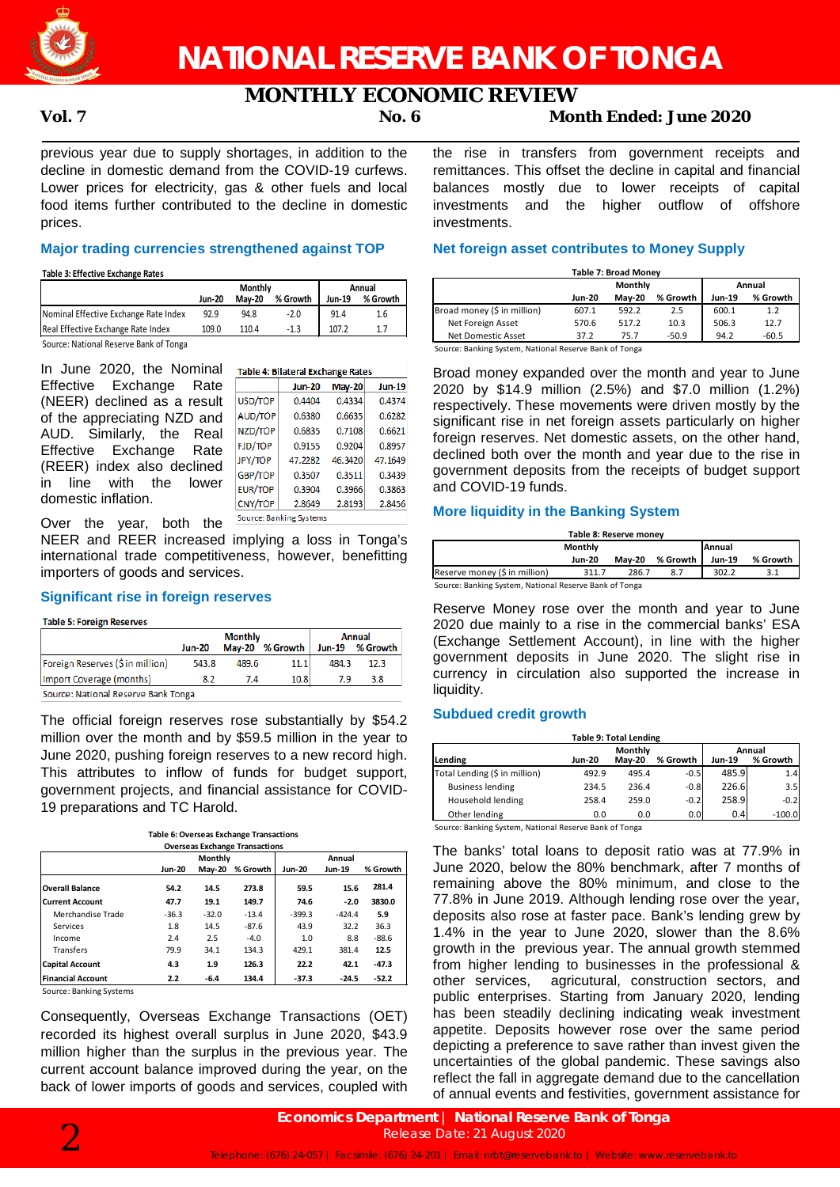previous year due to supply shortages, in addition to the decline in domestic demand from the COVID-19 curfews. Lower prices for electricity, gas & other fuels and local food items further contributed to the decline in domestic prices.

### Major trading currencies strengthened against TOP

**Table 3: Effective Exchange Rates**

| | Monthly | | | Annual | |
|---|---|---|---|---|---|
| | Jun-20 | May-20 | % Growth | Jun-19 | % Growth |
| Nominal Effective Exchange Rate Index | 92.9 | 94.8 | -2.0 | 91.4 | 1.6 |
| Real Effective Exchange Rate Index | 109.0 | 110.4 | -1.3 | 107.2 | 1.7 |

Source: National Reserve Bank of Tonga

In June 2020, the Nominal Effective Exchange Rate (NEER) declined as a result of the appreciating NZD and AUD. Similarly, the Real Effective Exchange Rate (REER) index also declined in line with the lower domestic inflation.

**Table 4: Bilateral Exchange Rates**

| | Jun-20 | May-20 | Jun-19 |
|---|---|---|---|
| USD/TOP | 0.4404 | 0.4334 | 0.4374 |
| AUD/TOP | 0.6380 | 0.6635 | 0.6282 |
| NZD/TOP | 0.6835 | 0.7108 | 0.6621 |
| FJD/TOP | 0.9155 | 0.9204 | 0.8957 |
| JPY/TOP | 47.2282 | 46.3420 | 47.1649 |
| GBP/TOP | 0.3507 | 0.3511 | 0.3439 |
| EUR/TOP | 0.3904 | 0.3966 | 0.3863 |
| CNY/TOP | 2.8649 | 2.8193 | 2.8456 |

Source: Banking Systems

Over the year, both the NEER and REER increased implying a loss in Tonga's international trade competitiveness, however, benefitting importers of goods and services.

### Significant rise in foreign reserves

**Table 5: Foreign Reserves**

| | Monthly | | | Annual | |
|---|---|---|---|---|---|
| | Jun-20 | May-20 | % Growth | Jun-19 | % Growth |
| Foreign Reserves ($ in million) | 543.8 | 489.6 | 11.1 | 484.3 | 12.3 |
| Import Coverage (months) | 8.2 | 7.4 | 10.8 | 7.9 | 3.8 |

Source: National Reserve Bank Tonga

The official foreign reserves rose substantially by $54.2 million over the month and by $59.5 million in the year to June 2020, pushing foreign reserves to a new record high. This attributes to inflow of funds for budget support, government projects, and financial assistance for COVID-19 preparations and TC Harold.

**Table 6: Overseas Exchange Transactions**

Overseas Exchange Transactions

| | Monthly | | | Annual | | |
|---|---|---|---|---|---|---|
| | Jun-20 | May-20 | % Growth | Jun-20 | Jun-19 | % Growth |
| **Overall Balance** | **54.2** | **14.5** | **273.8** | **59.5** | **15.6** | **281.4** |
| **Current Account** | **47.7** | **19.1** | **149.7** | **74.6** | **-2.0** | **3830.0** |
| Merchandise Trade | -36.3 | -32.0 | -13.4 | -399.3 | -424.4 | 5.9 |
| Services | 1.8 | 14.5 | -87.6 | 43.9 | 32.2 | 36.3 |
| Income | 2.4 | 2.5 | -4.0 | 1.0 | 8.8 | -88.6 |
| Transfers | 79.9 | 34.1 | 134.3 | 429.1 | 381.4 | 12.5 |
| **Capital Account** | **4.3** | **1.9** | **126.3** | **22.2** | **42.1** | **-47.3** |
| **Financial Account** | **2.2** | **-6.4** | **134.4** | **-37.3** | **-24.5** | **-52.2** |

Source: Banking Systems

Consequently, Overseas Exchange Transactions (OET) recorded its highest overall surplus in June 2020, $43.9 million higher than the surplus in the previous year. The current account balance improved during the year, on the back of lower imports of goods and services, coupled with the rise in transfers from government receipts and remittances. This offset the decline in capital and financial balances mostly due to lower receipts of capital investments and the higher outflow of offshore investments.

### Net foreign asset contributes to Money Supply

**Table 7: Broad Money**

| | Monthly | | | Annual | |
|---|---|---|---|---|---|
| | Jun-20 | May-20 | % Growth | Jun-19 | % Growth |
| Broad money ($ in million) | 607.1 | 592.2 | 2.5 | 600.1 | 1.2 |
| Net Foreign Asset | 570.6 | 517.2 | 10.3 | 506.3 | 12.7 |
| Net Domestic Asset | 37.2 | 75.7 | -50.9 | 94.2 | -60.5 |

Source: Banking System, National Reserve Bank of Tonga

Broad money expanded over the month and year to June 2020 by $14.9 million (2.5%) and $7.0 million (1.2%) respectively. These movements were driven mostly by the significant rise in net foreign assets particularly on higher foreign reserves. Net domestic assets, on the other hand, declined both over the month and year due to the rise in government deposits from the receipts of budget support and COVID-19 funds.

### More liquidity in the Banking System

**Table 8: Reserve money**

| | Monthly | | | Annual | |
|---|---|---|---|---|---|
| | Jun-20 | May-20 | % Growth | Jun-19 | % Growth |
| Reserve money ($ in million) | 311.7 | 286.7 | 8.7 | 302.2 | 3.1 |

Source: Banking System, National Reserve Bank of Tonga

Reserve Money rose over the month and year to June 2020 due mainly to a rise in the commercial banks' ESA (Exchange Settlement Account), in line with the higher government deposits in June 2020. The slight rise in currency in circulation also supported the increase in liquidity.

### Subdued credit growth

**Table 9: Total Lending**

| | Monthly | | | Annual | |
|---|---|---|---|---|---|
| Lending | Jun-20 | May-20 | % Growth | Jun-19 | % Growth |
| Total Lending ($ in million) | 492.9 | 495.4 | -0.5 | 485.9 | 1.4 |
| Business lending | 234.5 | 236.4 | -0.8 | 226.6 | 3.5 |
| Household lending | 258.4 | 259.0 | -0.2 | 258.9 | -0.2 |
| Other lending | 0.0 | 0.0 | 0.0 | 0.4 | -100.0 |

Source: Banking System, National Reserve Bank of Tonga

The banks' total loans to deposit ratio was at 77.9% in June 2020, below the 80% benchmark, after 7 months of remaining above the 80% minimum, and close to the 77.8% in June 2019. Although lending rose over the year, deposits also rose at faster pace. Bank's lending grew by 1.4% in the year to June 2020, slower than the 8.6% growth in the previous year. The annual growth stemmed from higher lending to businesses in the professional & other services, agricultural, construction sectors, and public enterprises. Starting from January 2020, lending has been steadily declining indicating weak investment appetite. Deposits however rose over the same period depicting a preference to save rather than invest given the uncertainties of the global pandemic. These savings also reflect the fall in aggregate demand due to the cancellation of annual events and festivities, government assistance for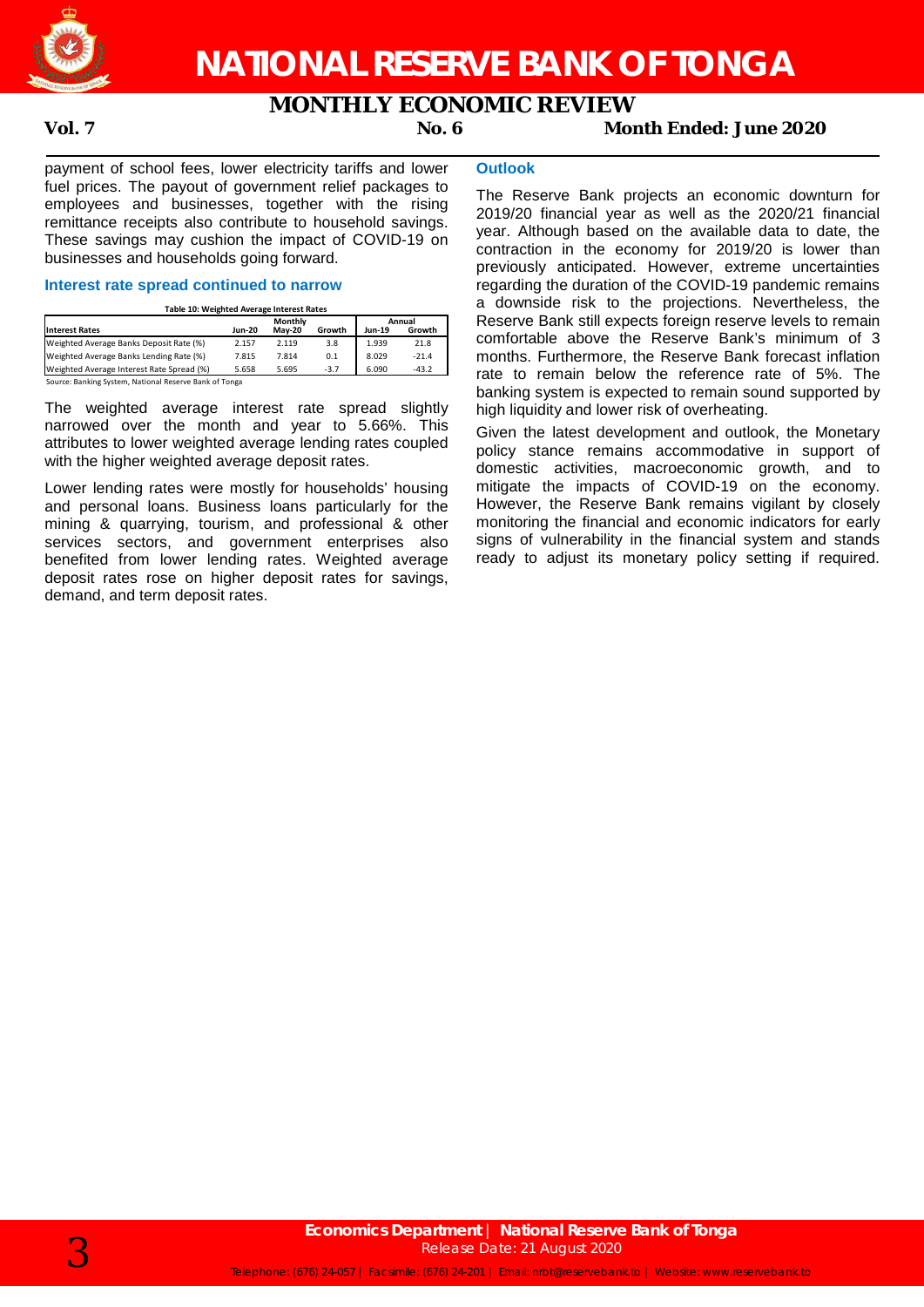payment of school fees, lower electricity tariffs and lower fuel prices. The payout of government relief packages to employees and businesses, together with the rising remittance receipts also contribute to household savings. These savings may cushion the impact of COVID-19 on businesses and households going forward.

### Interest rate spread continued to narrow

**Table 10: Weighted Average Interest Rates**

| Interest Rates | Monthly | | | Annual | |
|---|---|---|---|---|---|
| | Jun-20 | May-20 | Growth | Jun-19 | Growth |
| Weighted Average Banks Deposit Rate (%) | 2.157 | 2.119 | 3.8 | 1.939 | 21.8 |
| Weighted Average Banks Lending Rate (%) | 7.815 | 7.814 | 0.1 | 8.029 | -21.4 |
| Weighted Average Interest Rate Spread (%) | 5.658 | 5.695 | -3.7 | 6.090 | -43.2 |

Source: Banking System, National Reserve Bank of Tonga

The weighted average interest rate spread slightly narrowed over the month and year to 5.66%. This attributes to lower weighted average lending rates coupled with the higher weighted average deposit rates.

Lower lending rates were mostly for households' housing and personal loans. Business loans particularly for the mining & quarrying, tourism, and professional & other services sectors, and government enterprises also benefited from lower lending rates. Weighted average deposit rates rose on higher deposit rates for savings, demand, and term deposit rates.

### Outlook

The Reserve Bank projects an economic downturn for 2019/20 financial year as well as the 2020/21 financial year. Although based on the available data to date, the contraction in the economy for 2019/20 is lower than previously anticipated. However, extreme uncertainties regarding the duration of the COVID-19 pandemic remains a downside risk to the projections. Nevertheless, the Reserve Bank still expects foreign reserve levels to remain comfortable above the Reserve Bank's minimum of 3 months. Furthermore, the Reserve Bank forecast inflation rate to remain below the reference rate of 5%. The banking system is expected to remain sound supported by high liquidity and lower risk of overheating.

Given the latest development and outlook, the Monetary policy stance remains accommodative in support of domestic activities, macroeconomic growth, and to mitigate the impacts of COVID-19 on the economy. However, the Reserve Bank remains vigilant by closely monitoring the financial and economic indicators for early signs of vulnerability in the financial system and stands ready to adjust its monetary policy setting if required.